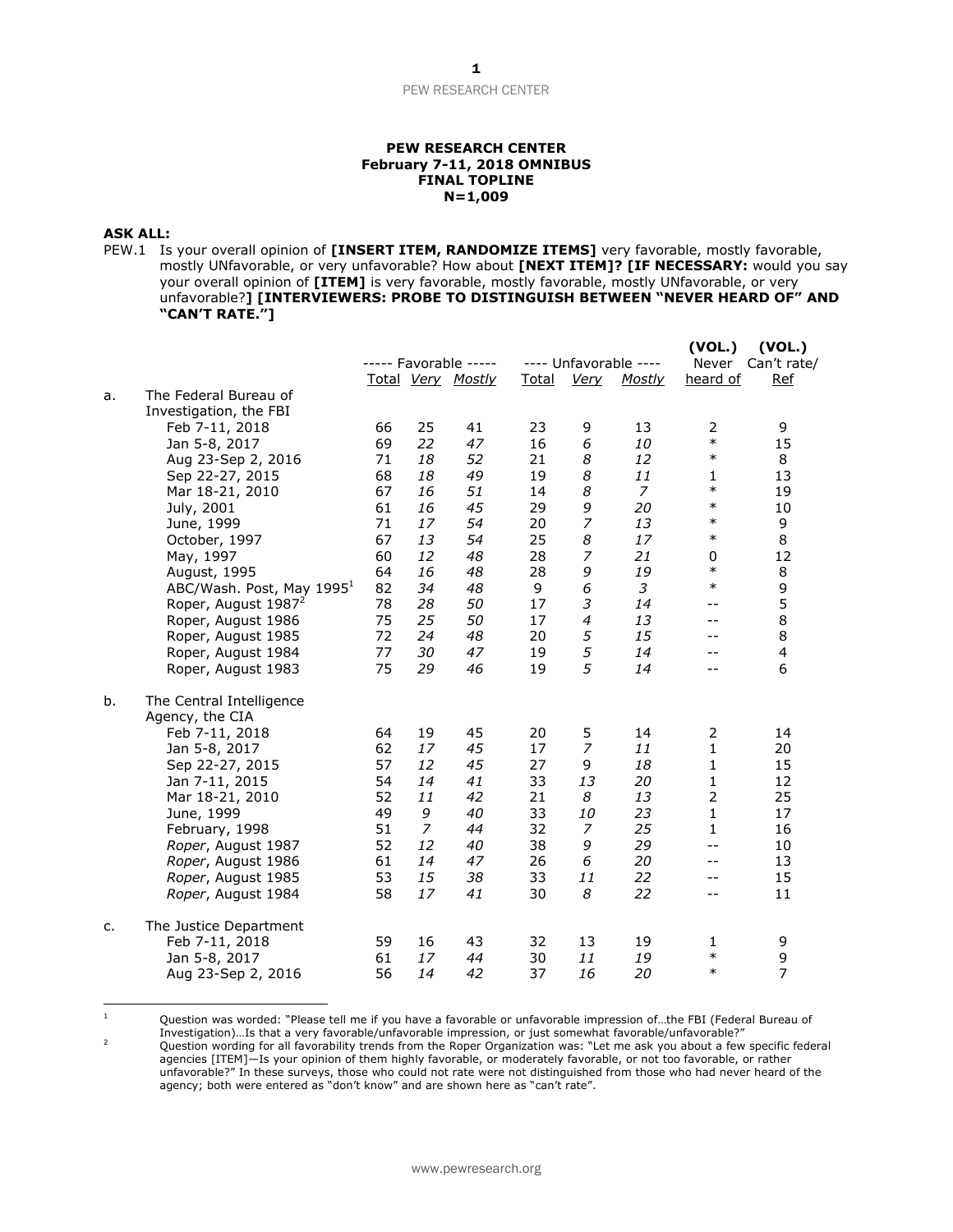**PEW RESEARCH CENTER**
**February 7-11, 2018 OMNIBUS**
**FINAL TOPLINE**
**N=1,009**

**ASK ALL:**

PEW.1 Is your overall opinion of **[INSERT ITEM, RANDOMIZE ITEMS]** very favorable, mostly favorable, mostly UNfavorable, or very unfavorable? How about **[NEXT ITEM]? [IF NECESSARY:** would you say your overall opinion of **[ITEM]** is very favorable, mostly favorable, mostly UNfavorable, or very unfavorable?**] [INTERVIEWERS: PROBE TO DISTINGUISH BETWEEN "NEVER HEARD OF" AND "CAN'T RATE."]**

| | | ----- Favorable ----- | | | ---- Unfavorable ---- | | | (VOL.) Never | (VOL.) Can't rate/ |
|---|---|---|---|---|---|---|---|---|---|
| | | Total | *Very* | *Mostly* | Total | *Very* | *Mostly* | heard of | Ref |
| a. | The Federal Bureau of Investigation, the FBI | | | | | | | | |
| | Feb 7-11, 2018 | 66 | 25 | 41 | 23 | 9 | 13 | 2 | 9 |
| | Jan 5-8, 2017 | 69 | *22* | *47* | 16 | *6* | *10* | * | 15 |
| | Aug 23-Sep 2, 2016 | 71 | *18* | *52* | 21 | *8* | *12* | * | 8 |
| | Sep 22-27, 2015 | 68 | *18* | *49* | 19 | *8* | *11* | 1 | 13 |
| | Mar 18-21, 2010 | 67 | *16* | *51* | 14 | *8* | *7* | * | 19 |
| | July, 2001 | 61 | *16* | *45* | 29 | *9* | *20* | * | 10 |
| | June, 1999 | 71 | *17* | *54* | 20 | *7* | *13* | * | 9 |
| | October, 1997 | 67 | *13* | *54* | 25 | *8* | *17* | * | 8 |
| | May, 1997 | 60 | *12* | *48* | 28 | *7* | *21* | 0 | 12 |
| | August, 1995 | 64 | *16* | *48* | 28 | *9* | *19* | * | 8 |
| | ABC/Wash. Post, May 1995[1] | 82 | *34* | *48* | 9 | *6* | *3* | * | 9 |
| | Roper, August 1987[2] | 78 | *28* | *50* | 17 | *3* | *14* | -- | 5 |
| | Roper, August 1986 | 75 | *25* | *50* | 17 | *4* | *13* | -- | 8 |
| | Roper, August 1985 | 72 | *24* | *48* | 20 | *5* | *15* | -- | 8 |
| | Roper, August 1984 | 77 | *30* | *47* | 19 | *5* | *14* | -- | 4 |
| | Roper, August 1983 | 75 | *29* | *46* | 19 | *5* | *14* | -- | 6 |
| b. | The Central Intelligence Agency, the CIA | | | | | | | | |
| | Feb 7-11, 2018 | 64 | 19 | 45 | 20 | 5 | 14 | 2 | 14 |
| | Jan 5-8, 2017 | 62 | *17* | *45* | 17 | *7* | *11* | 1 | 20 |
| | Sep 22-27, 2015 | 57 | *12* | *45* | 27 | 9 | *18* | 1 | 15 |
| | Jan 7-11, 2015 | 54 | *14* | *41* | 33 | *13* | *20* | 1 | 12 |
| | Mar 18-21, 2010 | 52 | *11* | *42* | 21 | *8* | *13* | 2 | 25 |
| | June, 1999 | 49 | *9* | *40* | 33 | *10* | *23* | 1 | 17 |
| | February, 1998 | 51 | *7* | *44* | 32 | *7* | *25* | 1 | 16 |
| | *Roper*, August 1987 | 52 | *12* | *40* | 38 | *9* | *29* | -- | 10 |
| | *Roper*, August 1986 | 61 | *14* | *47* | 26 | *6* | *20* | -- | 13 |
| | *Roper*, August 1985 | 53 | *15* | *38* | 33 | *11* | *22* | -- | 15 |
| | *Roper*, August 1984 | 58 | *17* | *41* | 30 | *8* | *22* | -- | 11 |
| c. | The Justice Department | | | | | | | | |
| | Feb 7-11, 2018 | 59 | 16 | 43 | 32 | 13 | 19 | 1 | 9 |
| | Jan 5-8, 2017 | 61 | *17* | *44* | 30 | *11* | *19* | * | 9 |
| | Aug 23-Sep 2, 2016 | 56 | *14* | *42* | 37 | *16* | *20* | * | 7 |

---

1 Question was worded: "Please tell me if you have a favorable or unfavorable impression of…the FBI (Federal Bureau of Investigation)…Is that a very favorable/unfavorable impression, or just somewhat favorable/unfavorable?"

2 Question wording for all favorability trends from the Roper Organization was: "Let me ask you about a few specific federal agencies [ITEM]—Is your opinion of them highly favorable, or moderately favorable, or not too favorable, or rather unfavorable?" In these surveys, those who could not rate were not distinguished from those who had never heard of the agency; both were entered as "don't know" and are shown here as "can't rate".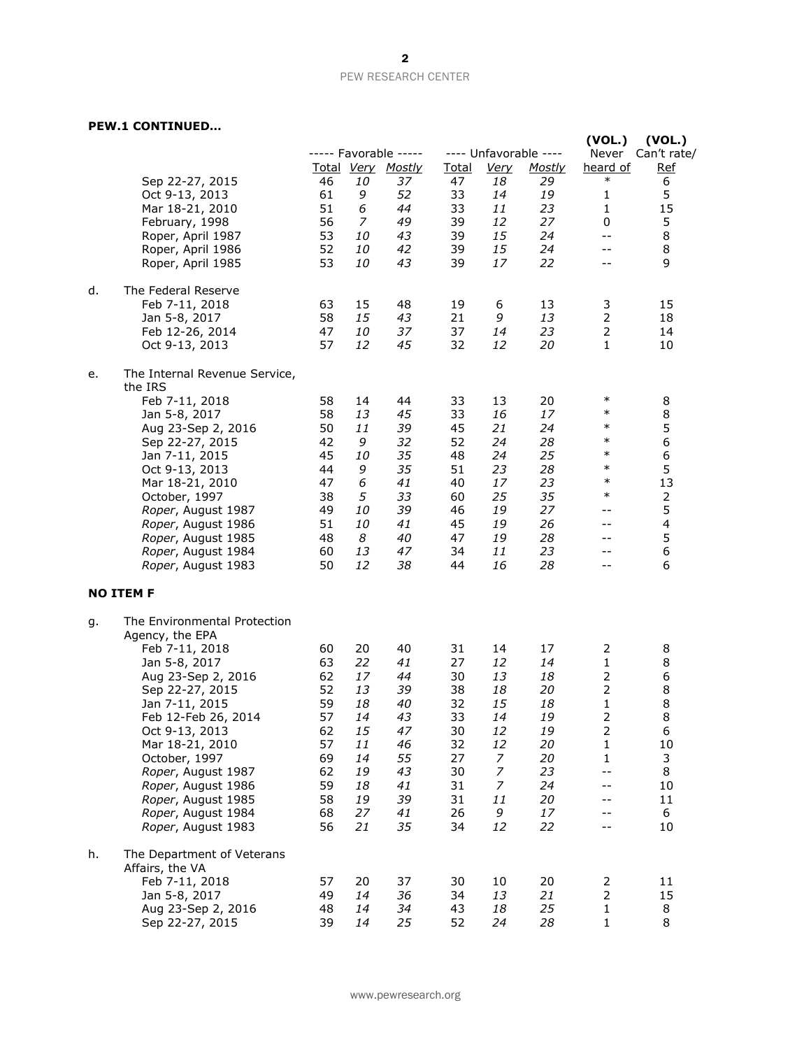**PEW.1 CONTINUED…**

| | | ----- Favorable ----- | | | ---- Unfavorable ---- | | | (VOL.) | (VOL.) |
|---|---|---|---|---|---|---|---|---|---|
| | | Total | *Very* | *Mostly* | Total | *Very* | *Mostly* | Never heard of | Can't rate/ Ref |
| | Sep 22-27, 2015 | 46 | *10* | *37* | 47 | *18* | *29* | * | 6 |
| | Oct 9-13, 2013 | 61 | *9* | *52* | 33 | *14* | *19* | 1 | 5 |
| | Mar 18-21, 2010 | 51 | *6* | *44* | 33 | *11* | *23* | 1 | 15 |
| | February, 1998 | 56 | *7* | *49* | 39 | *12* | *27* | 0 | 5 |
| | Roper, April 1987 | 53 | *10* | *43* | 39 | *15* | *24* | -- | 8 |
| | Roper, April 1986 | 52 | *10* | *42* | 39 | *15* | *24* | -- | 8 |
| | Roper, April 1985 | 53 | *10* | *43* | 39 | *17* | *22* | -- | 9 |
| d. | The Federal Reserve | | | | | | | | |
| | Feb 7-11, 2018 | 63 | 15 | 48 | 19 | 6 | 13 | 3 | 15 |
| | Jan 5-8, 2017 | 58 | *15* | *43* | 21 | *9* | *13* | 2 | 18 |
| | Feb 12-26, 2014 | 47 | *10* | *37* | 37 | *14* | *23* | 2 | 14 |
| | Oct 9-13, 2013 | 57 | *12* | *45* | 32 | *12* | *20* | 1 | 10 |
| e. | The Internal Revenue Service, the IRS | | | | | | | | |
| | Feb 7-11, 2018 | 58 | 14 | 44 | 33 | 13 | 20 | * | 8 |
| | Jan 5-8, 2017 | 58 | *13* | *45* | 33 | *16* | *17* | * | 8 |
| | Aug 23-Sep 2, 2016 | 50 | *11* | *39* | 45 | *21* | *24* | * | 5 |
| | Sep 22-27, 2015 | 42 | *9* | *32* | 52 | *24* | *28* | * | 6 |
| | Jan 7-11, 2015 | 45 | *10* | *35* | 48 | *24* | *25* | * | 6 |
| | Oct 9-13, 2013 | 44 | *9* | *35* | 51 | *23* | *28* | * | 5 |
| | Mar 18-21, 2010 | 47 | *6* | *41* | 40 | *17* | *23* | * | 13 |
| | October, 1997 | 38 | *5* | *33* | 60 | *25* | *35* | * | 2 |
| | *Roper*, August 1987 | 49 | *10* | *39* | 46 | *19* | *27* | -- | 5 |
| | *Roper*, August 1986 | 51 | *10* | *41* | 45 | *19* | *26* | -- | 4 |
| | *Roper*, August 1985 | 48 | *8* | *40* | 47 | *19* | *28* | -- | 5 |
| | *Roper*, August 1984 | 60 | *13* | *47* | 34 | *11* | *23* | -- | 6 |
| | *Roper*, August 1983 | 50 | *12* | *38* | 44 | *16* | *28* | -- | 6 |

**NO ITEM F**

| | | Total | *Very* | *Mostly* | Total | *Very* | *Mostly* | Never heard of | Can't rate/ Ref |
|---|---|---|---|---|---|---|---|---|---|
| g. | The Environmental Protection Agency, the EPA | | | | | | | | |
| | Feb 7-11, 2018 | 60 | 20 | 40 | 31 | 14 | 17 | 2 | 8 |
| | Jan 5-8, 2017 | 63 | *22* | *41* | 27 | *12* | *14* | 1 | 8 |
| | Aug 23-Sep 2, 2016 | 62 | *17* | *44* | 30 | *13* | *18* | 2 | 6 |
| | Sep 22-27, 2015 | 52 | *13* | *39* | 38 | *18* | *20* | 2 | 8 |
| | Jan 7-11, 2015 | 59 | *18* | *40* | 32 | *15* | *18* | 1 | 8 |
| | Feb 12-Feb 26, 2014 | 57 | *14* | *43* | 33 | *14* | *19* | 2 | 8 |
| | Oct 9-13, 2013 | 62 | *15* | *47* | 30 | *12* | *19* | 2 | 6 |
| | Mar 18-21, 2010 | 57 | *11* | *46* | 32 | *12* | *20* | 1 | 10 |
| | October, 1997 | 69 | *14* | *55* | 27 | *7* | *20* | 1 | 3 |
| | *Roper*, August 1987 | 62 | *19* | *43* | 30 | *7* | *23* | -- | 8 |
| | *Roper*, August 1986 | 59 | *18* | *41* | 31 | *7* | *24* | -- | 10 |
| | *Roper*, August 1985 | 58 | *19* | *39* | 31 | *11* | *20* | -- | 11 |
| | *Roper*, August 1984 | 68 | *27* | *41* | 26 | *9* | *17* | -- | 6 |
| | *Roper*, August 1983 | 56 | *21* | *35* | 34 | *12* | *22* | -- | 10 |
| h. | The Department of Veterans Affairs, the VA | | | | | | | | |
| | Feb 7-11, 2018 | 57 | 20 | 37 | 30 | 10 | 20 | 2 | 11 |
| | Jan 5-8, 2017 | 49 | *14* | *36* | 34 | *13* | *21* | 2 | 15 |
| | Aug 23-Sep 2, 2016 | 48 | *14* | *34* | 43 | *18* | *25* | 1 | 8 |
| | Sep 22-27, 2015 | 39 | *14* | *25* | 52 | *24* | *28* | 1 | 8 |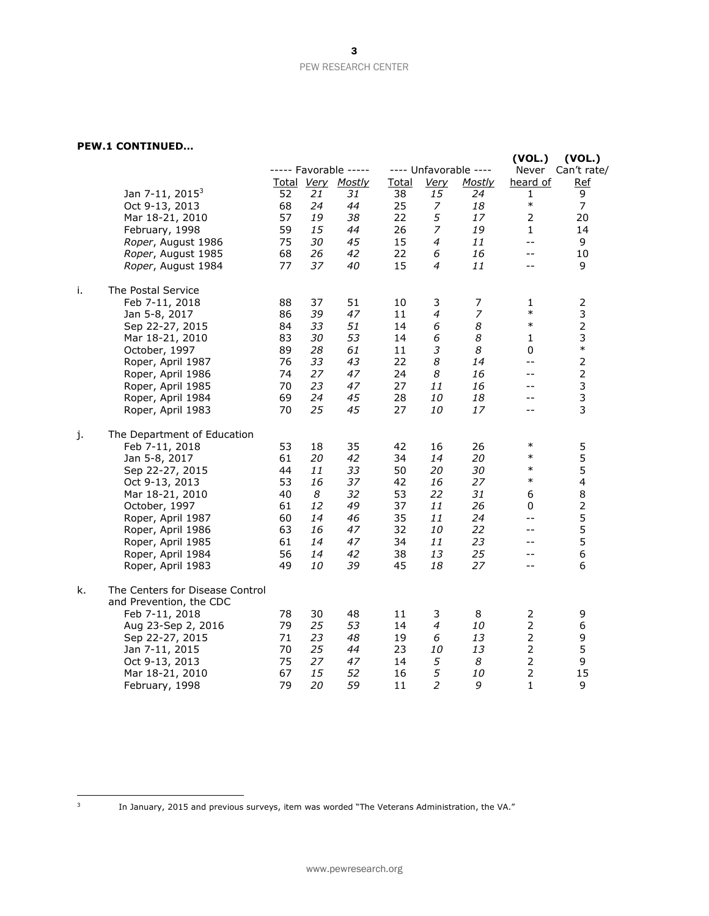**PEW.1 CONTINUED…**

| | | Favorable | | | Unfavorable | | | (VOL.) Never | (VOL.) Can't rate/ |
|---|---|---|---|---|---|---|---|---|---|
| | | Total | Very | Mostly | Total | Very | Mostly | heard of | Ref |
| | Jan 7-11, 2015[3] | 52 | 21 | 31 | 38 | 15 | 24 | 1 | 9 |
| | Oct 9-13, 2013 | 68 | 24 | 44 | 25 | 7 | 18 | * | 7 |
| | Mar 18-21, 2010 | 57 | 19 | 38 | 22 | 5 | 17 | 2 | 20 |
| | February, 1998 | 59 | 15 | 44 | 26 | 7 | 19 | 1 | 14 |
| | *Roper*, August 1986 | 75 | 30 | 45 | 15 | 4 | 11 | -- | 9 |
| | *Roper*, August 1985 | 68 | 26 | 42 | 22 | 6 | 16 | -- | 10 |
| | *Roper*, August 1984 | 77 | 37 | 40 | 15 | 4 | 11 | -- | 9 |
| i. | The Postal Service | | | | | | | | |
| | Feb 7-11, 2018 | 88 | 37 | 51 | 10 | 3 | 7 | 1 | 2 |
| | Jan 5-8, 2017 | 86 | 39 | 47 | 11 | 4 | 7 | * | 3 |
| | Sep 22-27, 2015 | 84 | 33 | 51 | 14 | 6 | 8 | * | 2 |
| | Mar 18-21, 2010 | 83 | 30 | 53 | 14 | 6 | 8 | 1 | 3 |
| | October, 1997 | 89 | 28 | 61 | 11 | 3 | 8 | 0 | * |
| | Roper, April 1987 | 76 | 33 | 43 | 22 | 8 | 14 | -- | 2 |
| | Roper, April 1986 | 74 | 27 | 47 | 24 | 8 | 16 | -- | 2 |
| | Roper, April 1985 | 70 | 23 | 47 | 27 | 11 | 16 | -- | 3 |
| | Roper, April 1984 | 69 | 24 | 45 | 28 | 10 | 18 | -- | 3 |
| | Roper, April 1983 | 70 | 25 | 45 | 27 | 10 | 17 | -- | 3 |
| j. | The Department of Education | | | | | | | | |
| | Feb 7-11, 2018 | 53 | 18 | 35 | 42 | 16 | 26 | * | 5 |
| | Jan 5-8, 2017 | 61 | 20 | 42 | 34 | 14 | 20 | * | 5 |
| | Sep 22-27, 2015 | 44 | 11 | 33 | 50 | 20 | 30 | * | 5 |
| | Oct 9-13, 2013 | 53 | 16 | 37 | 42 | 16 | 27 | * | 4 |
| | Mar 18-21, 2010 | 40 | 8 | 32 | 53 | 22 | 31 | 6 | 8 |
| | October, 1997 | 61 | 12 | 49 | 37 | 11 | 26 | 0 | 2 |
| | Roper, April 1987 | 60 | 14 | 46 | 35 | 11 | 24 | -- | 5 |
| | Roper, April 1986 | 63 | 16 | 47 | 32 | 10 | 22 | -- | 5 |
| | Roper, April 1985 | 61 | 14 | 47 | 34 | 11 | 23 | -- | 5 |
| | Roper, April 1984 | 56 | 14 | 42 | 38 | 13 | 25 | -- | 6 |
| | Roper, April 1983 | 49 | 10 | 39 | 45 | 18 | 27 | -- | 6 |
| k. | The Centers for Disease Control and Prevention, the CDC | | | | | | | | |
| | Feb 7-11, 2018 | 78 | 30 | 48 | 11 | 3 | 8 | 2 | 9 |
| | Aug 23-Sep 2, 2016 | 79 | 25 | 53 | 14 | 4 | 10 | 2 | 6 |
| | Sep 22-27, 2015 | 71 | 23 | 48 | 19 | 6 | 13 | 2 | 9 |
| | Jan 7-11, 2015 | 70 | 25 | 44 | 23 | 10 | 13 | 2 | 5 |
| | Oct 9-13, 2013 | 75 | 27 | 47 | 14 | 5 | 8 | 2 | 9 |
| | Mar 18-21, 2010 | 67 | 15 | 52 | 16 | 5 | 10 | 2 | 15 |
| | February, 1998 | 79 | 20 | 59 | 11 | 2 | 9 | 1 | 9 |

[3] In January, 2015 and previous surveys, item was worded "The Veterans Administration, the VA."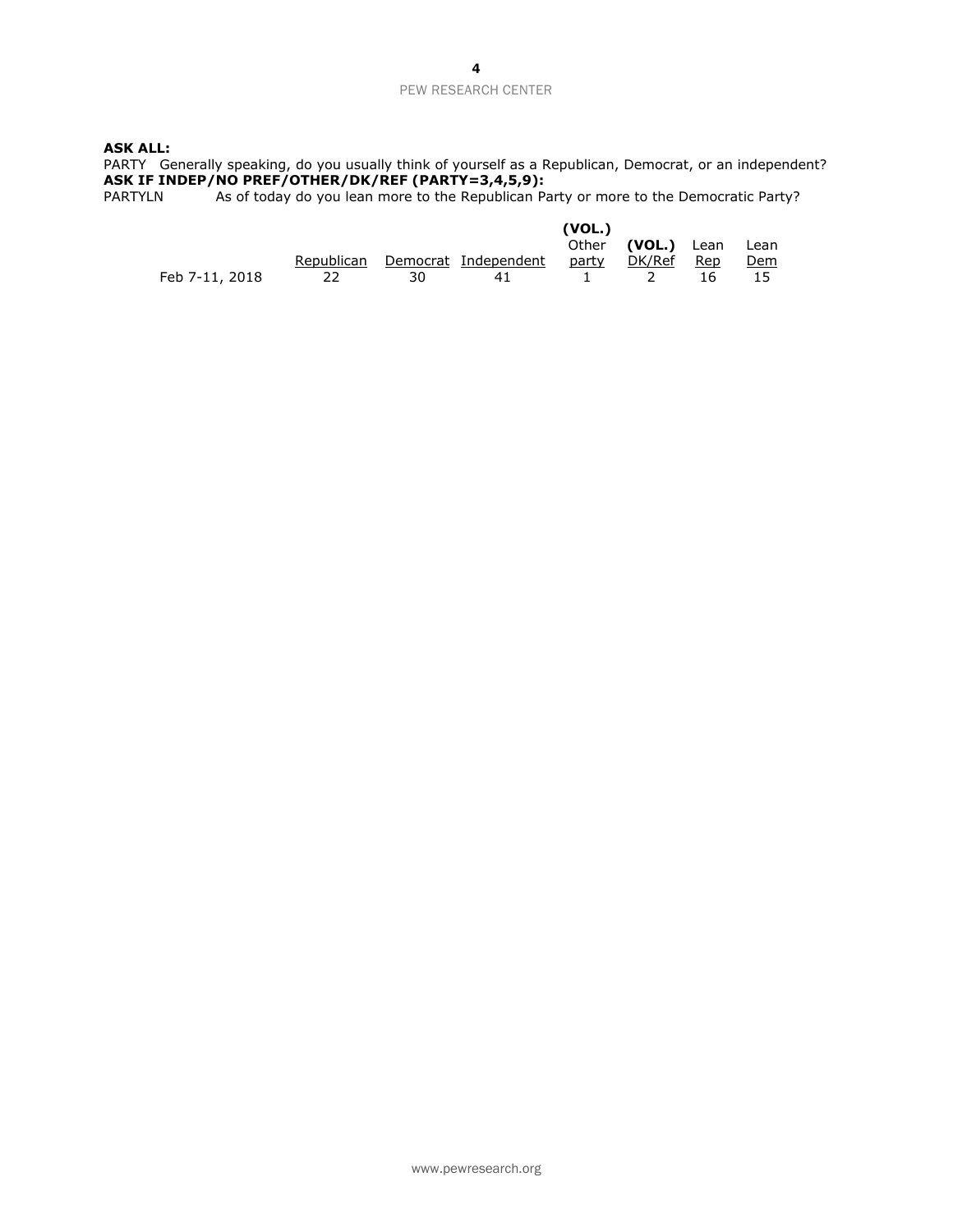**ASK ALL:**

PARTY Generally speaking, do you usually think of yourself as a Republican, Democrat, or an independent?

**ASK IF INDEP/NO PREF/OTHER/DK/REF (PARTY=3,4,5,9):**

PARTYLN As of today do you lean more to the Republican Party or more to the Democratic Party?

| | Republican | Democrat | Independent | **(VOL.)** Other party | **(VOL.)** DK/Ref | Lean Rep | Lean Dem |
|---|---|---|---|---|---|---|---|
| Feb 7-11, 2018 | 22 | 30 | 41 | 1 | 2 | 16 | 15 |